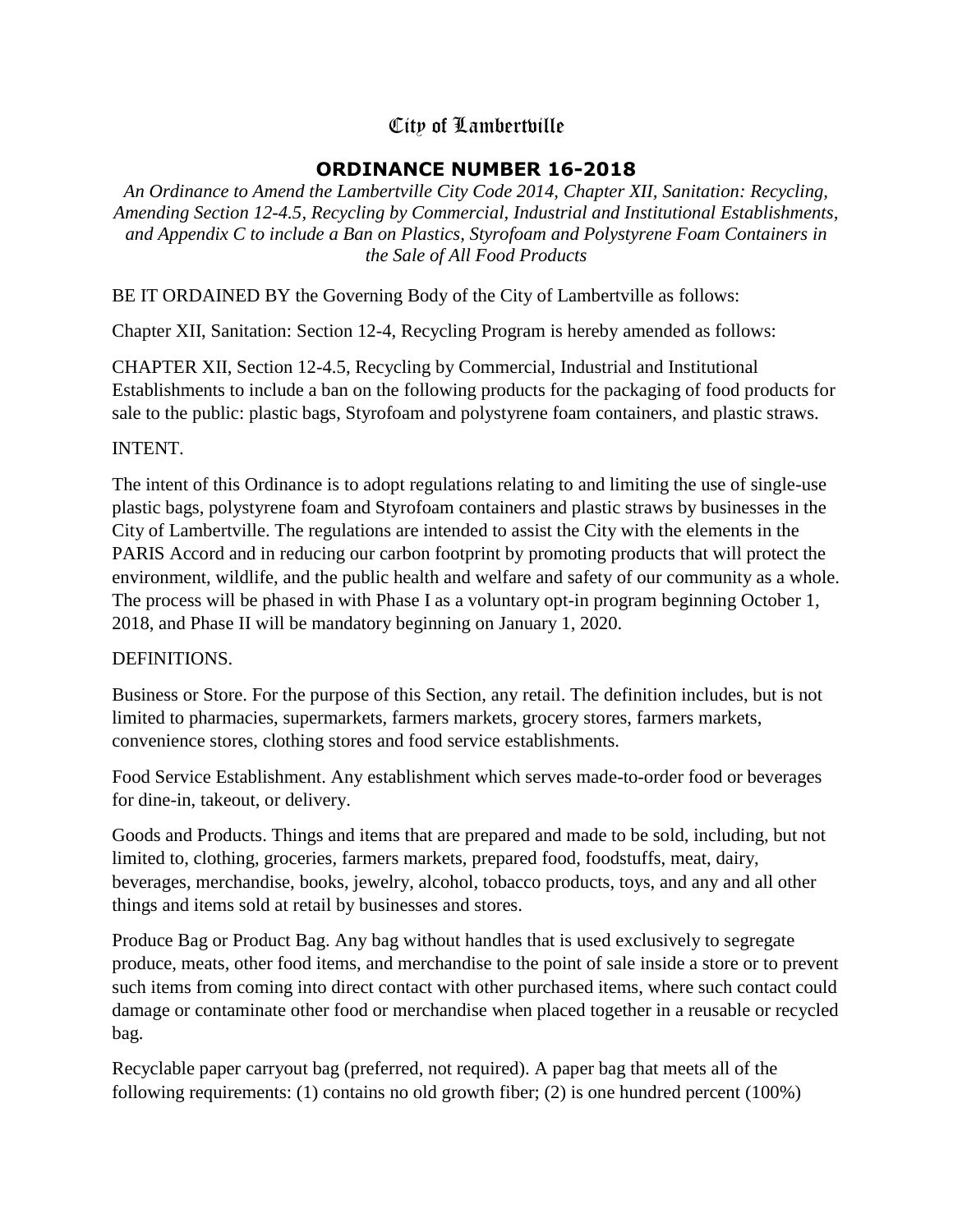# City of Lambertville

## ORDINANCE NUMBER 16-2018

*An Ordinance to Amend the Lambertville City Code 2014, Chapter XII, Sanitation: Recycling, Amending Section 12-4.5, Recycling by Commercial, Industrial and Institutional Establishments, and Appendix C to include a Ban on Plastics, Styrofoam and Polystyrene Foam Containers in the Sale of All Food Products*

BE IT ORDAINED BY the Governing Body of the City of Lambertville as follows:

Chapter XII, Sanitation: Section 12-4, Recycling Program is hereby amended as follows:

CHAPTER XII, Section 12-4.5, Recycling by Commercial, Industrial and Institutional Establishments to include a ban on the following products for the packaging of food products for sale to the public: plastic bags, Styrofoam and polystyrene foam containers, and plastic straws.

INTENT.

The intent of this Ordinance is to adopt regulations relating to and limiting the use of single-use plastic bags, polystyrene foam and Styrofoam containers and plastic straws by businesses in the City of Lambertville. The regulations are intended to assist the City with the elements in the PARIS Accord and in reducing our carbon footprint by promoting products that will protect the environment, wildlife, and the public health and welfare and safety of our community as a whole. The process will be phased in with Phase I as a voluntary opt-in program beginning October 1, 2018, and Phase II will be mandatory beginning on January 1, 2020.

DEFINITIONS.

Business or Store. For the purpose of this Section, any retail. The definition includes, but is not limited to pharmacies, supermarkets, farmers markets, grocery stores, farmers markets, convenience stores, clothing stores and food service establishments.

Food Service Establishment. Any establishment which serves made-to-order food or beverages for dine-in, takeout, or delivery.

Goods and Products. Things and items that are prepared and made to be sold, including, but not limited to, clothing, groceries, farmers markets, prepared food, foodstuffs, meat, dairy, beverages, merchandise, books, jewelry, alcohol, tobacco products, toys, and any and all other things and items sold at retail by businesses and stores.

Produce Bag or Product Bag. Any bag without handles that is used exclusively to segregate produce, meats, other food items, and merchandise to the point of sale inside a store or to prevent such items from coming into direct contact with other purchased items, where such contact could damage or contaminate other food or merchandise when placed together in a reusable or recycled bag.

Recyclable paper carryout bag (preferred, not required). A paper bag that meets all of the following requirements: (1) contains no old growth fiber; (2) is one hundred percent (100%)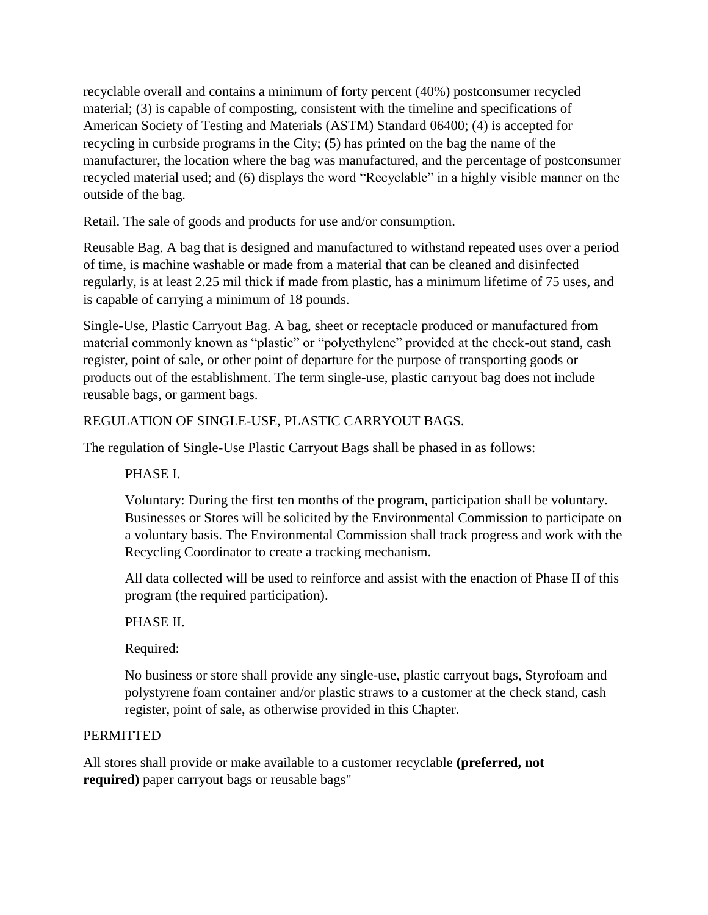recyclable overall and contains a minimum of forty percent (40%) postconsumer recycled material; (3) is capable of composting, consistent with the timeline and specifications of American Society of Testing and Materials (ASTM) Standard 06400; (4) is accepted for recycling in curbside programs in the City; (5) has printed on the bag the name of the manufacturer, the location where the bag was manufactured, and the percentage of postconsumer recycled material used; and (6) displays the word "Recyclable" in a highly visible manner on the outside of the bag.

Retail. The sale of goods and products for use and/or consumption.

Reusable Bag. A bag that is designed and manufactured to withstand repeated uses over a period of time, is machine washable or made from a material that can be cleaned and disinfected regularly, is at least 2.25 mil thick if made from plastic, has a minimum lifetime of 75 uses, and is capable of carrying a minimum of 18 pounds.

Single-Use, Plastic Carryout Bag. A bag, sheet or receptacle produced or manufactured from material commonly known as "plastic" or "polyethylene" provided at the check-out stand, cash register, point of sale, or other point of departure for the purpose of transporting goods or products out of the establishment. The term single-use, plastic carryout bag does not include reusable bags, or garment bags.

REGULATION OF SINGLE-USE, PLASTIC CARRYOUT BAGS.

The regulation of Single-Use Plastic Carryout Bags shall be phased in as follows:

> PHASE I.
>
> Voluntary: During the first ten months of the program, participation shall be voluntary. Businesses or Stores will be solicited by the Environmental Commission to participate on a voluntary basis. The Environmental Commission shall track progress and work with the Recycling Coordinator to create a tracking mechanism.
>
> All data collected will be used to reinforce and assist with the enaction of Phase II of this program (the required participation).
>
> PHASE II.
>
> Required:
>
> No business or store shall provide any single-use, plastic carryout bags, Styrofoam and polystyrene foam container and/or plastic straws to a customer at the check stand, cash register, point of sale, as otherwise provided in this Chapter.

PERMITTED

All stores shall provide or make available to a customer recyclable **(preferred, not required)** paper carryout bags or reusable bags"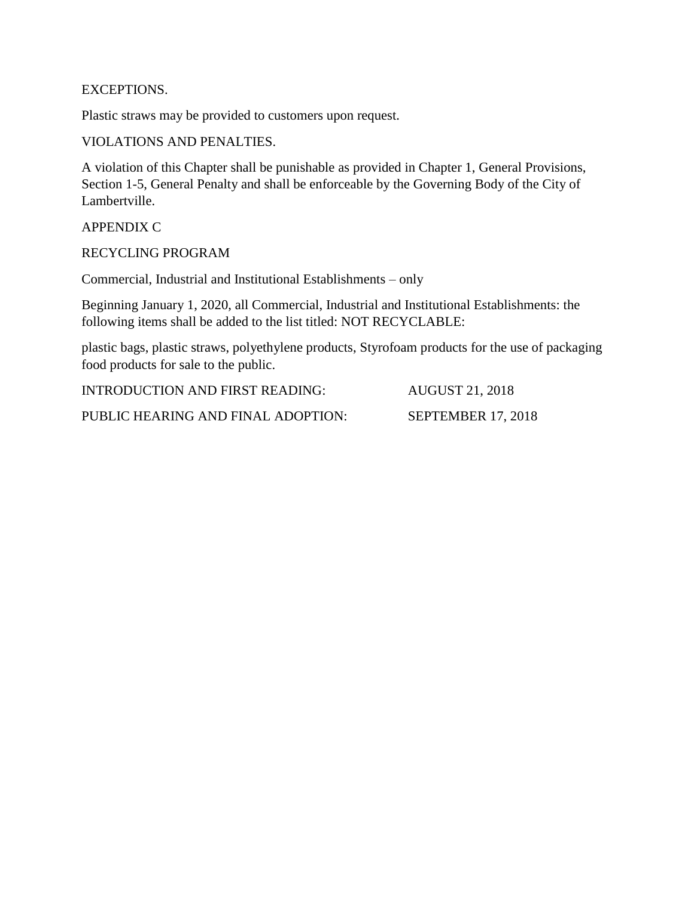EXCEPTIONS.

Plastic straws may be provided to customers upon request.

VIOLATIONS AND PENALTIES.

A violation of this Chapter shall be punishable as provided in Chapter 1, General Provisions, Section 1-5, General Penalty and shall be enforceable by the Governing Body of the City of Lambertville.

APPENDIX C

RECYCLING PROGRAM

Commercial, Industrial and Institutional Establishments – only

Beginning January 1, 2020, all Commercial, Industrial and Institutional Establishments: the following items shall be added to the list titled: NOT RECYCLABLE:

plastic bags, plastic straws, polyethylene products, Styrofoam products for the use of packaging food products for sale to the public.

INTRODUCTION AND FIRST READING: AUGUST 21, 2018

PUBLIC HEARING AND FINAL ADOPTION: SEPTEMBER 17, 2018